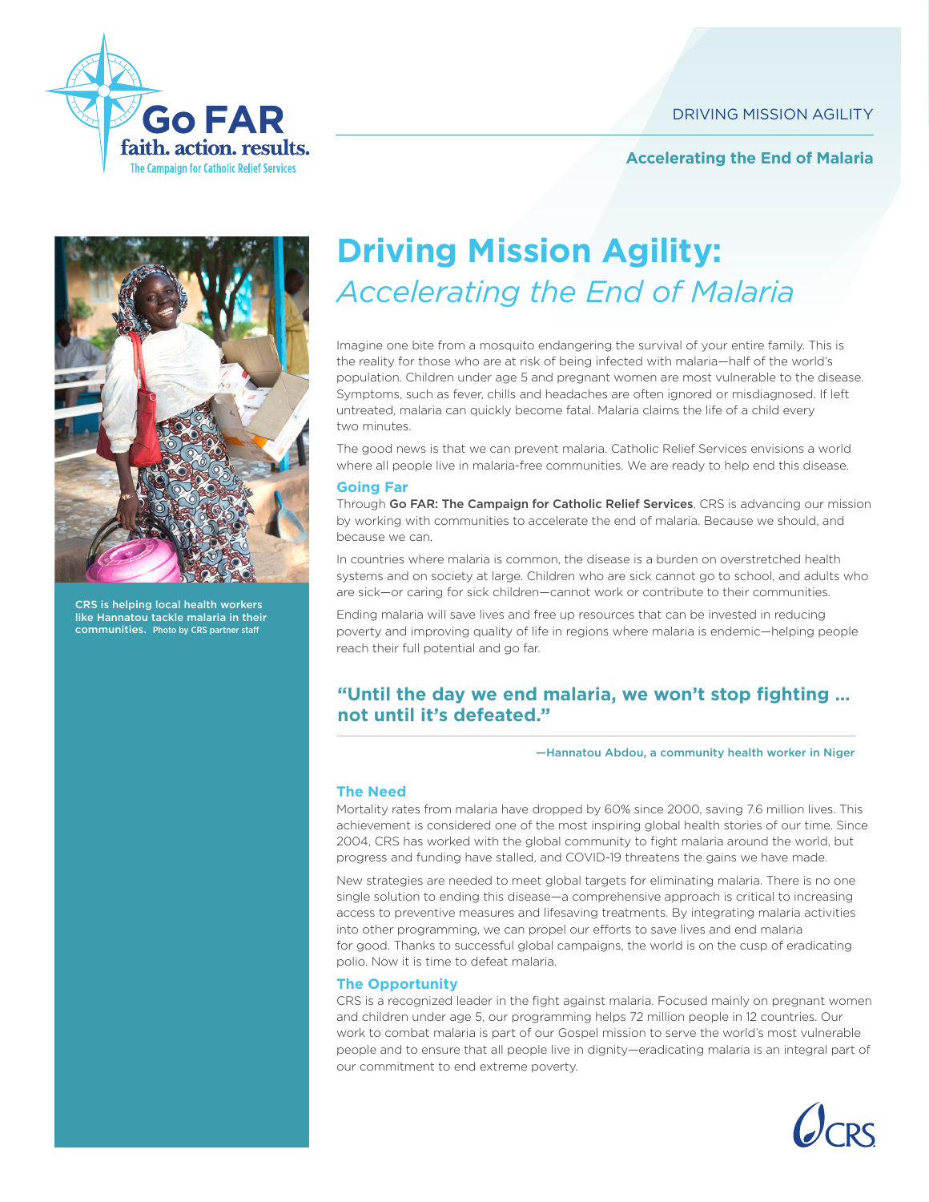# Driving Mission Agility:

## *Accelerating the End of Malaria*

CRS is helping local health workers like Hannatou tackle malaria in their communities. Photo by CRS partner staff

Imagine one bite from a mosquito endangering the survival of your entire family. This is the reality for those who are at risk of being infected with malaria—half of the world's population. Children under age 5 and pregnant women are most vulnerable to the disease. Symptoms, such as fever, chills and headaches are often ignored or misdiagnosed. If left untreated, malaria can quickly become fatal. Malaria claims the life of a child every two minutes.

The good news is that we can prevent malaria. Catholic Relief Services envisions a world where all people live in malaria-free communities. We are ready to help end this disease.

### Going Far

Through **Go FAR: The Campaign for Catholic Relief Services**, CRS is advancing our mission by working with communities to accelerate the end of malaria. Because we should, and because we can.

In countries where malaria is common, the disease is a burden on overstretched health systems and on society at large. Children who are sick cannot go to school, and adults who are sick—or caring for sick children—cannot work or contribute to their communities.

Ending malaria will save lives and free up resources that can be invested in reducing poverty and improving quality of life in regions where malaria is endemic—helping people reach their full potential and go far.

> **"Until the day we end malaria, we won't stop fighting ... not until it's defeated."**
>
> —Hannatou Abdou, a community health worker in Niger

### The Need

Mortality rates from malaria have dropped by 60% since 2000, saving 7.6 million lives. This achievement is considered one of the most inspiring global health stories of our time. Since 2004, CRS has worked with the global community to fight malaria around the world, but progress and funding have stalled, and COVID-19 threatens the gains we have made.

New strategies are needed to meet global targets for eliminating malaria. There is no one single solution to ending this disease—a comprehensive approach is critical to increasing access to preventive measures and lifesaving treatments. By integrating malaria activities into other programming, we can propel our efforts to save lives and end malaria for good. Thanks to successful global campaigns, the world is on the cusp of eradicating polio. Now it is time to defeat malaria.

### The Opportunity

CRS is a recognized leader in the fight against malaria. Focused mainly on pregnant women and children under age 5, our programming helps 72 million people in 12 countries. Our work to combat malaria is part of our Gospel mission to serve the world's most vulnerable people and to ensure that all people live in dignity—eradicating malaria is an integral part of our commitment to end extreme poverty.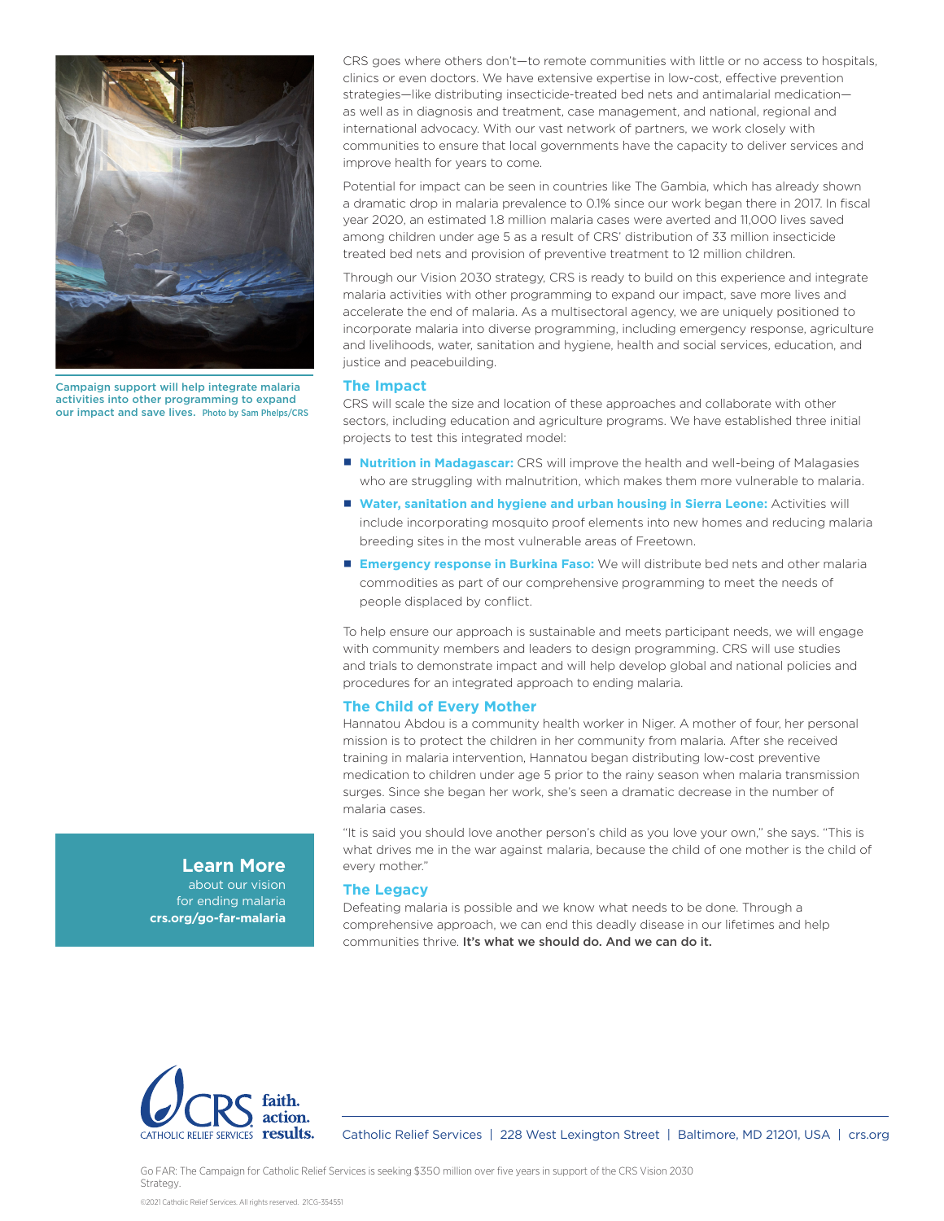Campaign support will help integrate malaria activities into other programming to expand our impact and save lives. Photo by Sam Phelps/CRS

CRS goes where others don't—to remote communities with little or no access to hospitals, clinics or even doctors. We have extensive expertise in low-cost, effective prevention strategies—like distributing insecticide-treated bed nets and antimalarial medication—as well as in diagnosis and treatment, case management, and national, regional and international advocacy. With our vast network of partners, we work closely with communities to ensure that local governments have the capacity to deliver services and improve health for years to come.

Potential for impact can be seen in countries like The Gambia, which has already shown a dramatic drop in malaria prevalence to 0.1% since our work began there in 2017. In fiscal year 2020, an estimated 1.8 million malaria cases were averted and 11,000 lives saved among children under age 5 as a result of CRS' distribution of 33 million insecticide treated bed nets and provision of preventive treatment to 12 million children.

Through our Vision 2030 strategy, CRS is ready to build on this experience and integrate malaria activities with other programming to expand our impact, save more lives and accelerate the end of malaria. As a multisectoral agency, we are uniquely positioned to incorporate malaria into diverse programming, including emergency response, agriculture and livelihoods, water, sanitation and hygiene, health and social services, education, and justice and peacebuilding.

## The Impact

CRS will scale the size and location of these approaches and collaborate with other sectors, including education and agriculture programs. We have established three initial projects to test this integrated model:

- **Nutrition in Madagascar:** CRS will improve the health and well-being of Malagasies who are struggling with malnutrition, which makes them more vulnerable to malaria.
- **Water, sanitation and hygiene and urban housing in Sierra Leone:** Activities will include incorporating mosquito proof elements into new homes and reducing malaria breeding sites in the most vulnerable areas of Freetown.
- **Emergency response in Burkina Faso:** We will distribute bed nets and other malaria commodities as part of our comprehensive programming to meet the needs of people displaced by conflict.

To help ensure our approach is sustainable and meets participant needs, we will engage with community members and leaders to design programming. CRS will use studies and trials to demonstrate impact and will help develop global and national policies and procedures for an integrated approach to ending malaria.

## The Child of Every Mother

Hannatou Abdou is a community health worker in Niger. A mother of four, her personal mission is to protect the children in her community from malaria. After she received training in malaria intervention, Hannatou began distributing low-cost preventive medication to children under age 5 prior to the rainy season when malaria transmission surges. Since she began her work, she's seen a dramatic decrease in the number of malaria cases.

"It is said you should love another person's child as you love your own," she says. "This is what drives me in the war against malaria, because the child of one mother is the child of every mother."

## The Legacy

Defeating malaria is possible and we know what needs to be done. Through a comprehensive approach, we can end this deadly disease in our lifetimes and help communities thrive. **It's what we should do. And we can do it.**

**Learn More**
about our vision for ending malaria
**crs.org/go-far-malaria**

CRS faith. action. results.
CATHOLIC RELIEF SERVICES

Catholic Relief Services | 228 West Lexington Street | Baltimore, MD 21201, USA | crs.org

Go FAR: The Campaign for Catholic Relief Services is seeking $350 million over five years in support of the CRS Vision 2030 Strategy.

©2021 Catholic Relief Services. All rights reserved. 21CG-354551